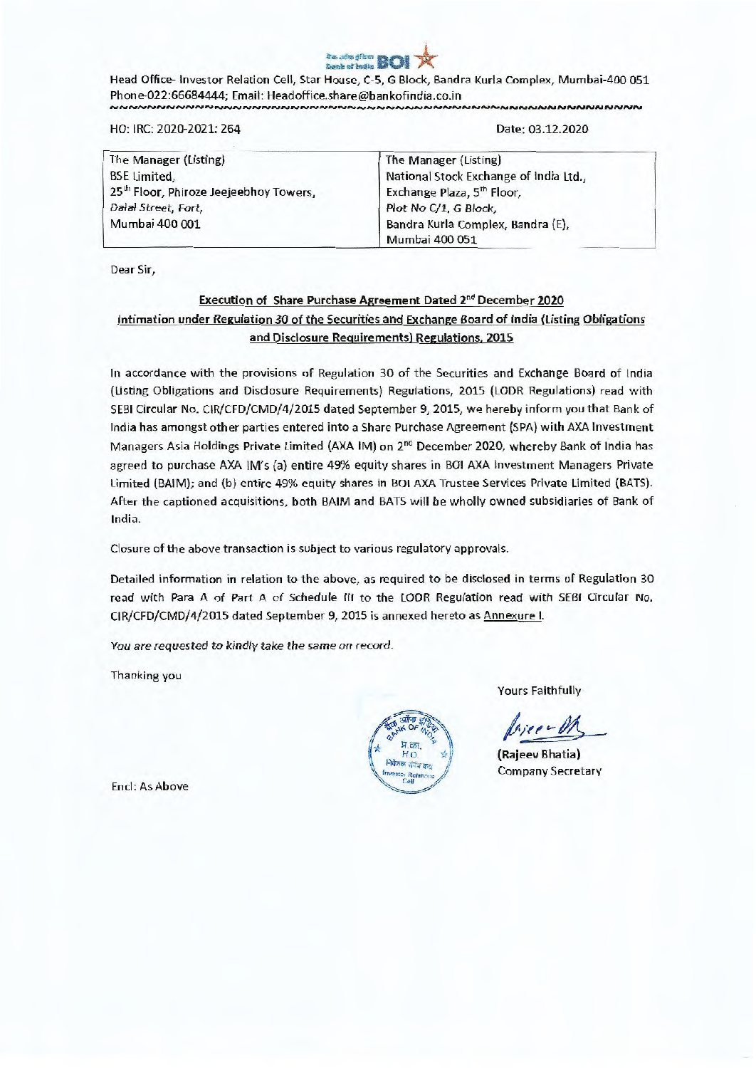Head Office- Investor Relation Cell, Star House, C-5, G Block, Bandra Kurla Complex, Mumbai-400 051
Phone-022:66684444; Email: Headoffice.share@bankofindia.co.in

HO: IRC: 2020-2021: 264

Date: 03.12.2020

| The Manager (Listing) | The Manager (Listing) |
|---|---|
| BSE Limited, | National Stock Exchange of India Ltd., |
| 25th Floor, Phiroze Jeejeebhoy Towers, | Exchange Plaza, 5th Floor, |
| Dalal Street, Fort, | Plot No C/1, G Block, |
| Mumbai 400 001 | Bandra Kurla Complex, Bandra (E), |
| | Mumbai 400 051 |

Dear Sir,

**Execution of Share Purchase Agreement Dated 2nd December 2020**
**Intimation under Regulation 30 of the Securities and Exchange Board of India (Listing Obligations and Disclosure Requirements) Regulations, 2015**

In accordance with the provisions of Regulation 30 of the Securities and Exchange Board of India (Listing Obligations and Disclosure Requirements) Regulations, 2015 (LODR Regulations) read with SEBI Circular No. CIR/CFD/CMD/4/2015 dated September 9, 2015, we hereby inform you that Bank of India has amongst other parties entered into a Share Purchase Agreement (SPA) with AXA Investment Managers Asia Holdings Private Limited (AXA IM) on 2nd December 2020, whereby Bank of India has agreed to purchase AXA IM's (a) entire 49% equity shares in BOI AXA Investment Managers Private Limited (BAIM); and (b) entire 49% equity shares in BOI AXA Trustee Services Private Limited (BATS). After the captioned acquisitions, both BAIM and BATS will be wholly owned subsidiaries of Bank of India.

Closure of the above transaction is subject to various regulatory approvals.

Detailed information in relation to the above, as required to be disclosed in terms of Regulation 30 read with Para A of Part A of Schedule III to the LODR Regulation read with SEBI Circular No. CIR/CFD/CMD/4/2015 dated September 9, 2015 is annexed hereto as Annexure I.

*You are requested to kindly take the same on record.*

Thanking you

Yours Faithfully

**(Rajeev Bhatia)**
Company Secretary

Encl: As Above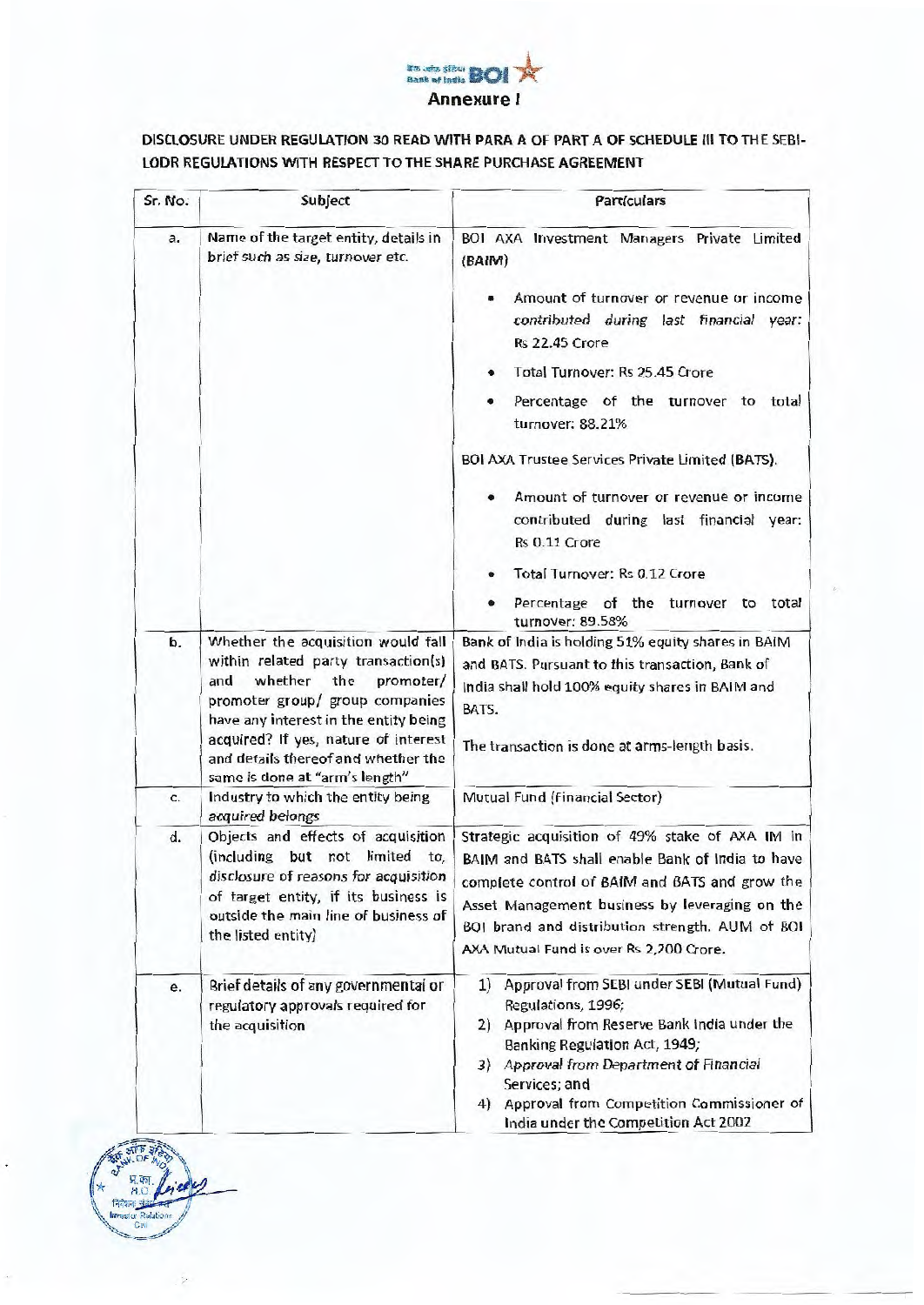## Annexure I

**DISCLOSURE UNDER REGULATION 30 READ WITH PARA A OF PART A OF SCHEDULE III TO THE SEBI-LODR REGULATIONS WITH RESPECT TO THE SHARE PURCHASE AGREEMENT**

| Sr. No. | Subject | Particulars |
|---|---|---|
| a. | Name of the target entity, details in brief such as size, turnover etc. | BOI AXA Investment Managers Private Limited (BAIM)<br>• Amount of turnover or revenue or income contributed during last financial year: Rs 22.45 Crore<br>• Total Turnover: Rs 25.45 Crore<br>• Percentage of the turnover to total turnover: 88.21%<br><br>BOI AXA Trustee Services Private Limited (BATS).<br>• Amount of turnover or revenue or income contributed during last financial year: Rs 0.11 Crore<br>• Total Turnover: Rs 0.12 Crore<br>• Percentage of the turnover to total turnover: 89.58% |
| b. | Whether the acquisition would fall within related party transaction(s) and whether the promoter/ promoter group/ group companies have any interest in the entity being acquired? If yes, nature of interest and details thereof and whether the same is done at "arm's length" | Bank of India is holding 51% equity shares in BAIM and BATS. Pursuant to this transaction, Bank of India shall hold 100% equity shares in BAIM and BATS.<br><br>The transaction is done at arms-length basis. |
| c. | Industry to which the entity being acquired belongs | Mutual Fund (Financial Sector) |
| d. | Objects and effects of acquisition (including but not limited to, disclosure of reasons for acquisition of target entity, if its business is outside the main line of business of the listed entity) | Strategic acquisition of 49% stake of AXA IM in BAIM and BATS shall enable Bank of India to have complete control of BAIM and BATS and grow the Asset Management business by leveraging on the BOI brand and distribution strength. AUM of BOI AXA Mutual Fund is over Rs 2,200 Crore. |
| e. | Brief details of any governmental or regulatory approvals required for the acquisition | 1) Approval from SEBI under SEBI (Mutual Fund) Regulations, 1996;<br>2) Approval from Reserve Bank India under the Banking Regulation Act, 1949;<br>3) Approval from Department of Financial Services; and<br>4) Approval from Competition Commissioner of India under the Competition Act 2002 |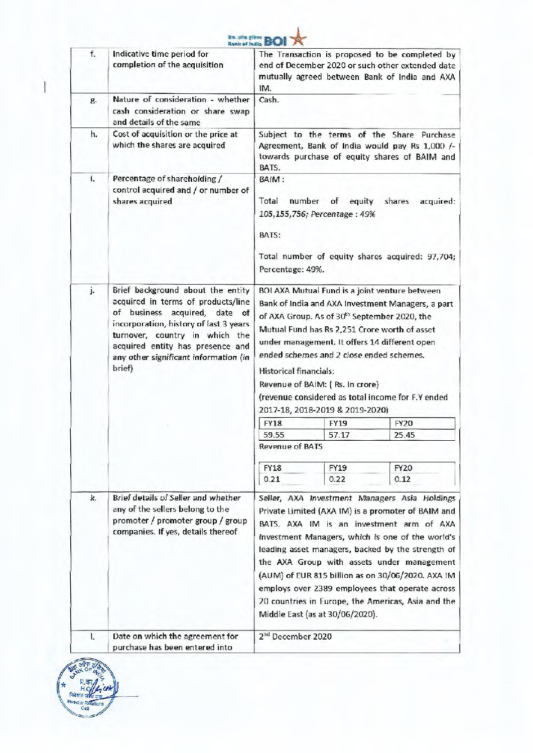| | | |
|---|---|---|
| f. | Indicative time period for completion of the acquisition | The Transaction is proposed to be completed by end of December 2020 or such other extended date mutually agreed between Bank of India and AXA IM. |
| g. | Nature of consideration - whether cash consideration or share swap and details of the same | Cash. |
| h. | Cost of acquisition or the price at which the shares are acquired | Subject to the terms of the Share Purchase Agreement, Bank of India would pay Rs 1,000 /- towards purchase of equity shares of BAIM and BATS. |
| i. | Percentage of shareholding / control acquired and / or number of shares acquired | BAIM :<br><br>Total number of equity shares acquired: *105,155,756; Percentage : 49%*<br><br>BATS:<br><br>Total number of equity shares acquired: 97,704; Percentage: 49%. |
| j. | Brief background about the entity acquired in terms of products/line of business acquired, date of incorporation, history of last 3 years turnover, country in which the acquired entity has presence and any other significant information (in brief) | BOI AXA Mutual Fund is a joint venture between Bank of India and AXA Investment Managers, a part of AXA Group. As of 30th September 2020, the Mutual Fund has Rs 2,251 Crore worth of asset under management. It offers 14 different open ended schemes and 2 close ended schemes.<br><br>Historical financials:<br>Revenue of BAIM: ( Rs. In crore)<br>(revenue considered as total income for F.Y ended 2017-18, 2018-2019 & 2019-2020)<br><br>FY18 \| FY19 \| FY20<br>59.55 \| 57.17 \| 25.45<br><br>Revenue of BATS<br><br>FY18 \| FY19 \| FY20<br>0.21 \| 0.22 \| 0.12 |
| k. | Brief details of Seller and whether any of the sellers belong to the promoter / promoter group / group companies. If yes, details thereof | Seller, AXA Investment Managers Asia Holdings Private Limited (AXA IM) is a promoter of BAIM and BATS. AXA IM is an investment arm of AXA Investment Managers, which is one of the world's leading asset managers, backed by the strength of the AXA Group with assets under management (AUM) of EUR 815 billion as on 30/06/2020. AXA IM employs over 2389 employees that operate across 20 countries in Europe, the Americas, Asia and the Middle East (as at 30/06/2020). |
| l. | Date on which the agreement for purchase has been entered into | 2nd December 2020 |